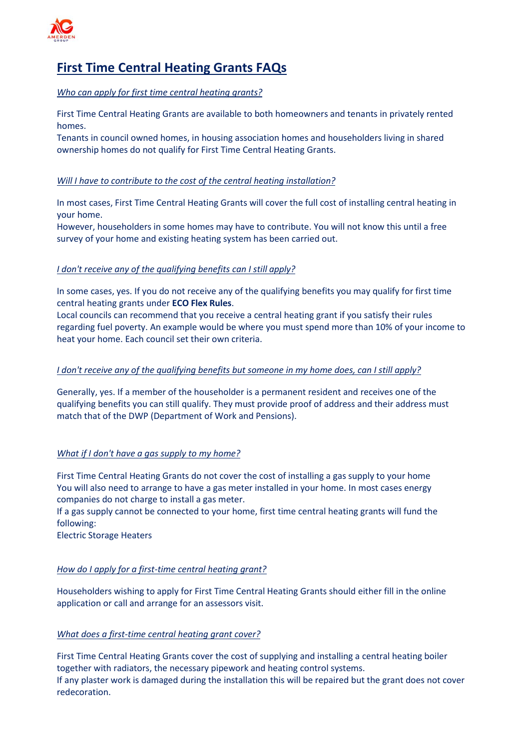# First Time Central Heating Grants FAQs

*Who can apply for first time central heating grants?*

First Time Central Heating Grants are available to both homeowners and tenants in privately rented homes.
Tenants in council owned homes, in housing association homes and householders living in shared ownership homes do not qualify for First Time Central Heating Grants.

*Will I have to contribute to the cost of the central heating installation?*

In most cases, First Time Central Heating Grants will cover the full cost of installing central heating in your home.
However, householders in some homes may have to contribute. You will not know this until a free survey of your home and existing heating system has been carried out.

*I don't receive any of the qualifying benefits can I still apply?*

In some cases, yes. If you do not receive any of the qualifying benefits you may qualify for first time central heating grants under **ECO Flex Rules**.
Local councils can recommend that you receive a central heating grant if you satisfy their rules regarding fuel poverty. An example would be where you must spend more than 10% of your income to heat your home. Each council set their own criteria.

*I don't receive any of the qualifying benefits but someone in my home does, can I still apply?*

Generally, yes. If a member of the householder is a permanent resident and receives one of the qualifying benefits you can still qualify. They must provide proof of address and their address must match that of the DWP (Department of Work and Pensions).

*What if I don't have a gas supply to my home?*

First Time Central Heating Grants do not cover the cost of installing a gas supply to your home
You will also need to arrange to have a gas meter installed in your home. In most cases energy companies do not charge to install a gas meter.
If a gas supply cannot be connected to your home, first time central heating grants will fund the following:
Electric Storage Heaters

*How do I apply for a first-time central heating grant?*

Householders wishing to apply for First Time Central Heating Grants should either fill in the online application or call and arrange for an assessors visit.

*What does a first-time central heating grant cover?*

First Time Central Heating Grants cover the cost of supplying and installing a central heating boiler together with radiators, the necessary pipework and heating control systems.
If any plaster work is damaged during the installation this will be repaired but the grant does not cover redecoration.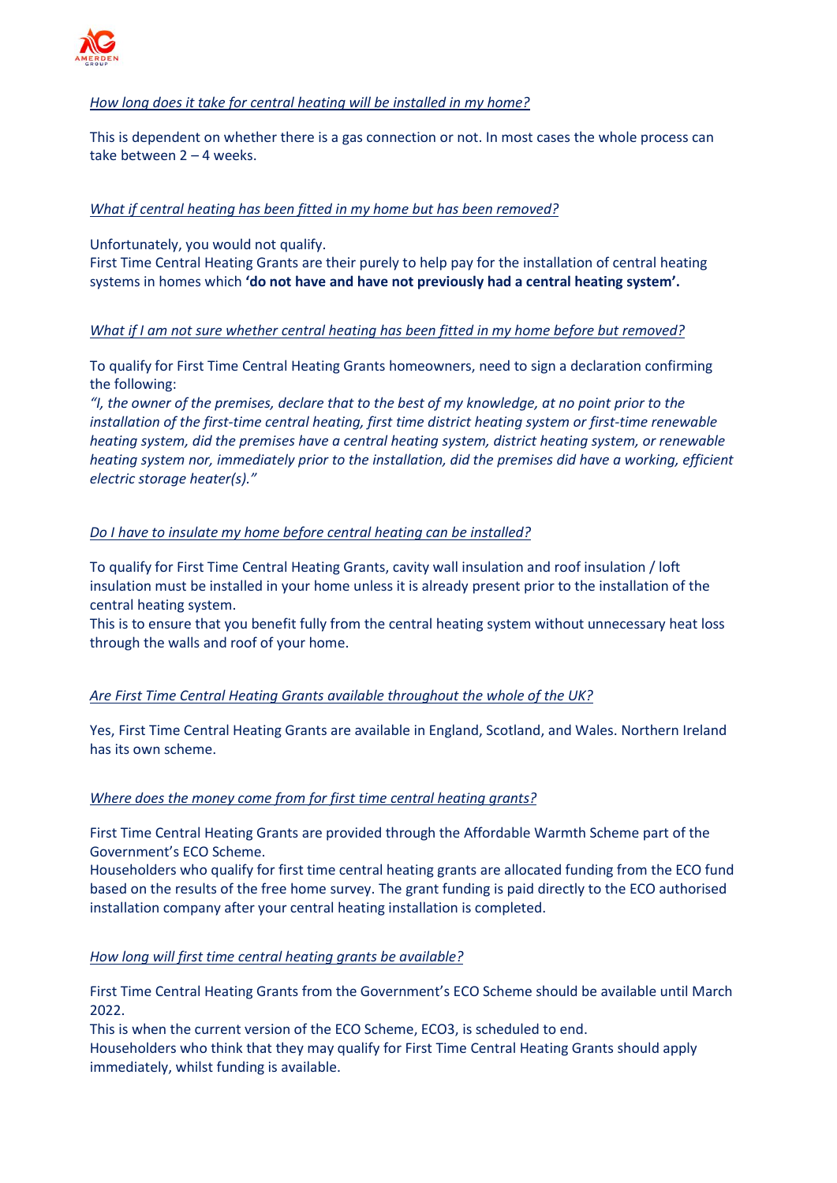*How long does it take for central heating will be installed in my home?*

This is dependent on whether there is a gas connection or not. In most cases the whole process can take between 2 – 4 weeks.

*What if central heating has been fitted in my home but has been removed?*

Unfortunately, you would not qualify.
First Time Central Heating Grants are their purely to help pay for the installation of central heating systems in homes which **'do not have and have not previously had a central heating system'.**

*What if I am not sure whether central heating has been fitted in my home before but removed?*

To qualify for First Time Central Heating Grants homeowners, need to sign a declaration confirming the following:
*"I, the owner of the premises, declare that to the best of my knowledge, at no point prior to the installation of the first-time central heating, first time district heating system or first-time renewable heating system, did the premises have a central heating system, district heating system, or renewable heating system nor, immediately prior to the installation, did the premises did have a working, efficient electric storage heater(s)."*

*Do I have to insulate my home before central heating can be installed?*

To qualify for First Time Central Heating Grants, cavity wall insulation and roof insulation / loft insulation must be installed in your home unless it is already present prior to the installation of the central heating system.
This is to ensure that you benefit fully from the central heating system without unnecessary heat loss through the walls and roof of your home.

*Are First Time Central Heating Grants available throughout the whole of the UK?*

Yes, First Time Central Heating Grants are available in England, Scotland, and Wales. Northern Ireland has its own scheme.

*Where does the money come from for first time central heating grants?*

First Time Central Heating Grants are provided through the Affordable Warmth Scheme part of the Government's ECO Scheme.
Householders who qualify for first time central heating grants are allocated funding from the ECO fund based on the results of the free home survey. The grant funding is paid directly to the ECO authorised installation company after your central heating installation is completed.

*How long will first time central heating grants be available?*

First Time Central Heating Grants from the Government's ECO Scheme should be available until March 2022.
This is when the current version of the ECO Scheme, ECO3, is scheduled to end.
Householders who think that they may qualify for First Time Central Heating Grants should apply immediately, whilst funding is available.